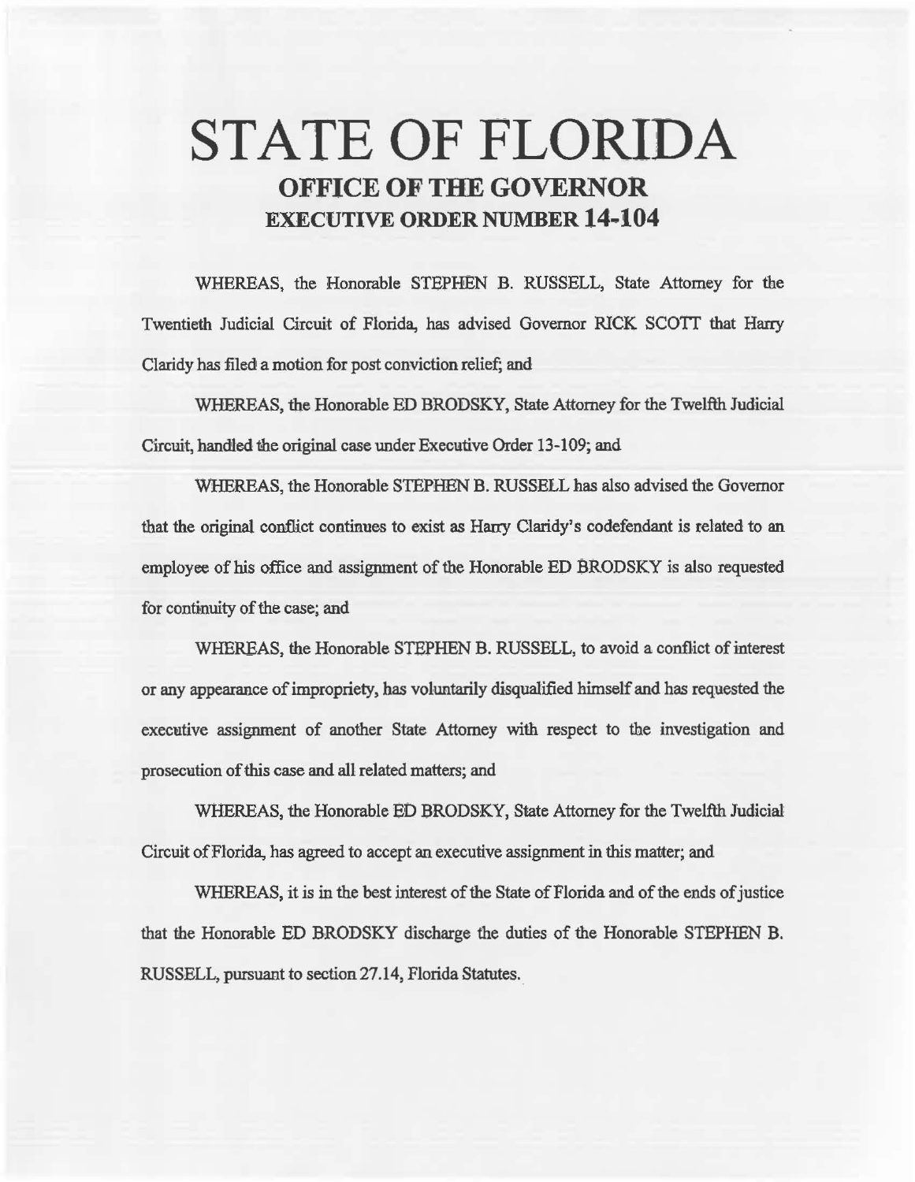# STATE OF FLORIDA

## OFFICE OF THE GOVERNOR

## EXECUTIVE ORDER NUMBER 14-104

WHEREAS, the Honorable STEPHEN B. RUSSELL, State Attorney for the Twentieth Judicial Circuit of Florida, has advised Governor RICK SCOTT that Harry Claridy has filed a motion for post conviction relief; and

WHEREAS, the Honorable ED BRODSKY, State Attorney for the Twelfth Judicial Circuit, handled the original case under Executive Order 13-109; and

WHEREAS, the Honorable STEPHEN B. RUSSELL has also advised the Governor that the original conflict continues to exist as Harry Claridy's codefendant is related to an employee of his office and assignment of the Honorable ED BRODSKY is also requested for continuity of the case; and

WHEREAS, the Honorable STEPHEN B. RUSSELL, to avoid a conflict of interest or any appearance of impropriety, has voluntarily disqualified himself and has requested the executive assignment of another State Attorney with respect to the investigation and prosecution of this case and all related matters; and

WHEREAS, the Honorable ED BRODSKY, State Attorney for the Twelfth Judicial Circuit of Florida, has agreed to accept an executive assignment in this matter; and

WHEREAS, it is in the best interest of the State of Florida and of the ends of justice that the Honorable ED BRODSKY discharge the duties of the Honorable STEPHEN B. RUSSELL, pursuant to section 27.14, Florida Statutes.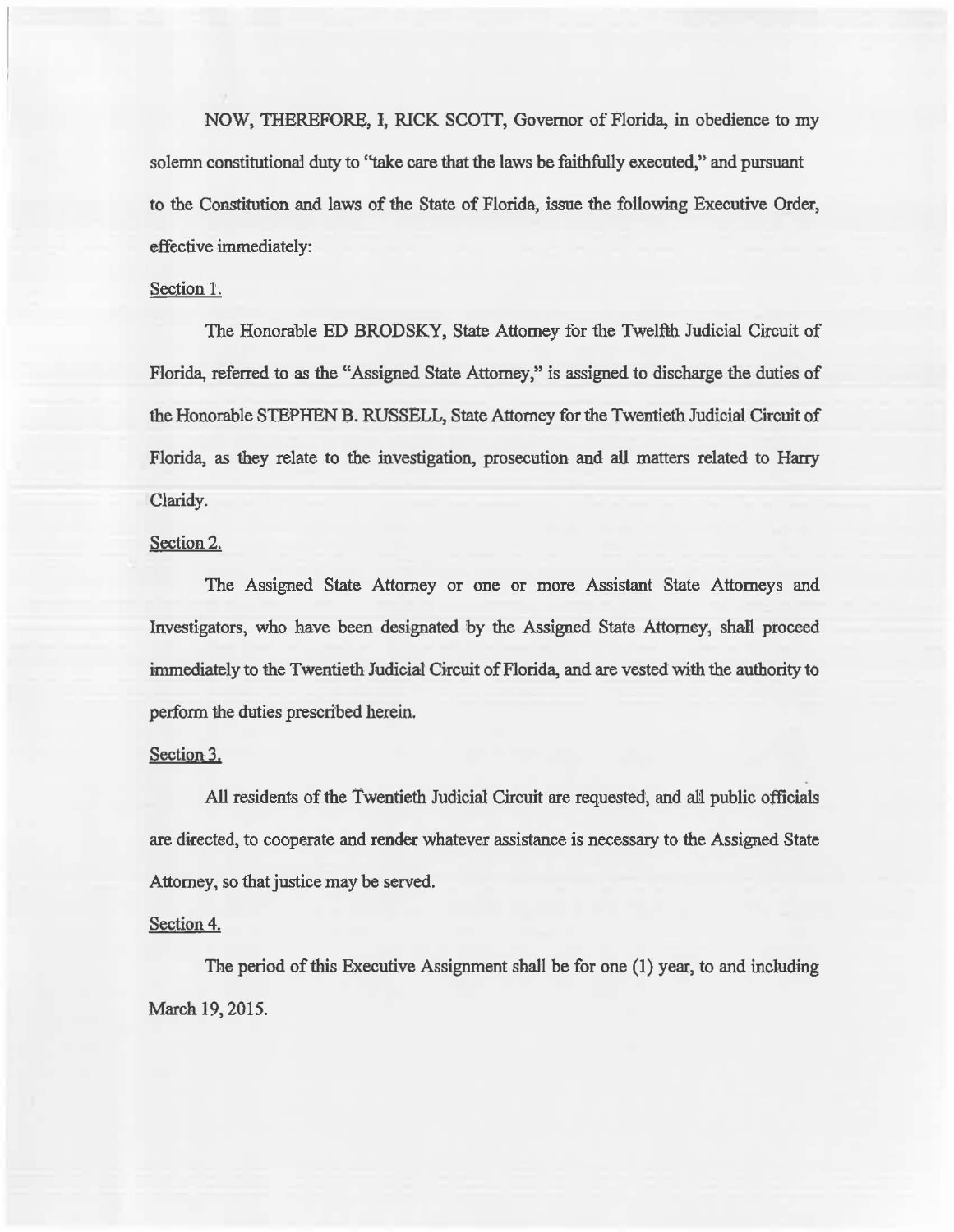NOW, THEREFORE, I, RICK SCOTT, Governor of Florida, in obedience to my solemn constitutional duty to "take care that the laws be faithfully executed," and pursuant to the Constitution and laws of the State of Florida, issue the following Executive Order, effective immediately:

Section 1.

The Honorable ED BRODSKY, State Attorney for the Twelfth Judicial Circuit of Florida, referred to as the "Assigned State Attorney," is assigned to discharge the duties of the Honorable STEPHEN B. RUSSELL, State Attorney for the Twentieth Judicial Circuit of Florida, as they relate to the investigation, prosecution and all matters related to Harry Claridy.

Section 2.

The Assigned State Attorney or one or more Assistant State Attorneys and Investigators, who have been designated by the Assigned State Attorney, shall proceed immediately to the Twentieth Judicial Circuit of Florida, and are vested with the authority to perform the duties prescribed herein.

Section 3.

All residents of the Twentieth Judicial Circuit are requested, and all public officials are directed, to cooperate and render whatever assistance is necessary to the Assigned State Attorney, so that justice may be served.

Section 4.

The period of this Executive Assignment shall be for one (1) year, to and including March 19, 2015.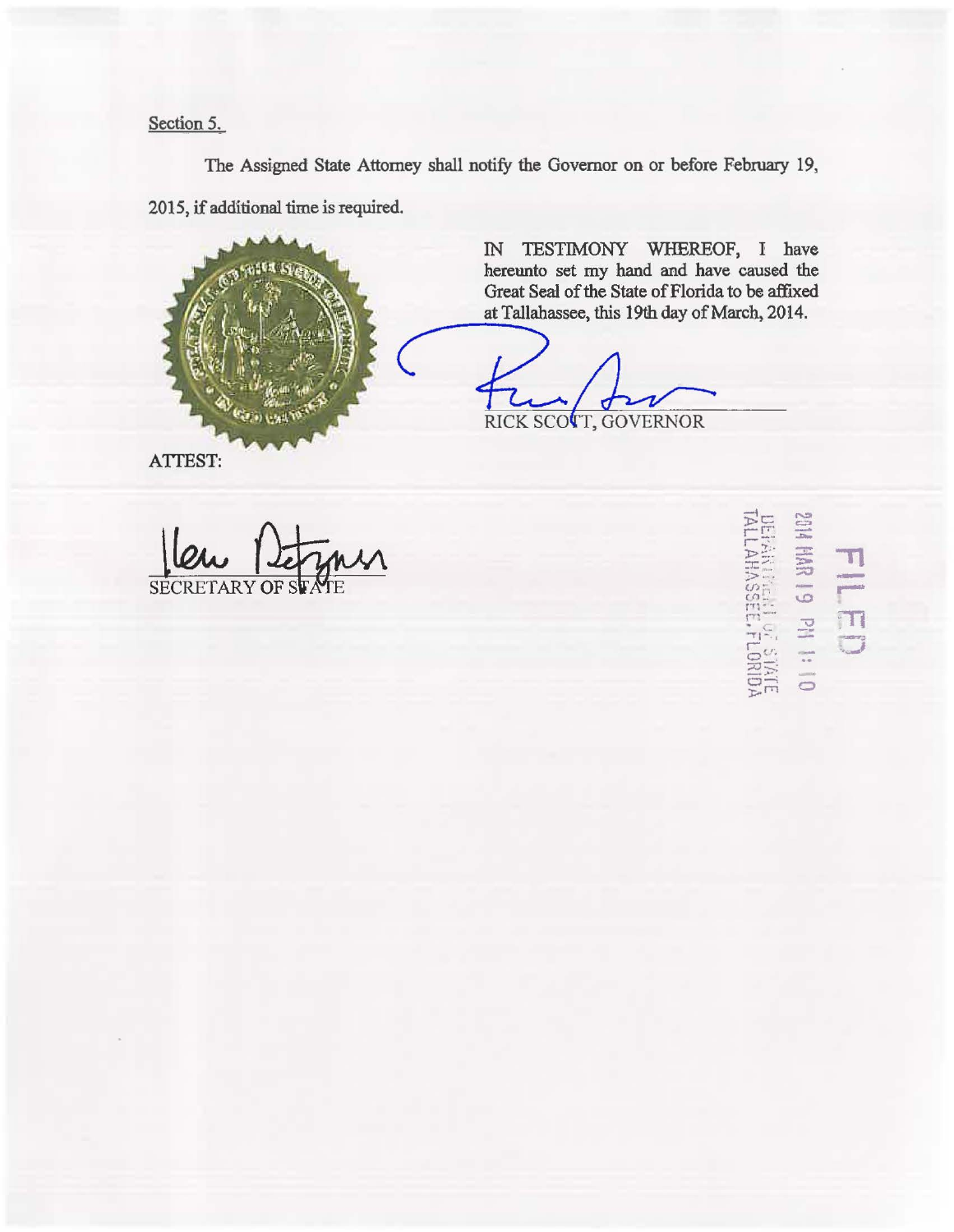Section 5.

The Assigned State Attorney shall notify the Governor on or before February 19, 2015, if additional time is required.

IN TESTIMONY WHEREOF, I have hereunto set my hand and have caused the Great Seal of the State of Florida to be affixed at Tallahassee, this 19th day of March, 2014.

RICK SCOTT, GOVERNOR

ATTEST:

SECRETARY OF STATE

FILED

2014 MAR 19 PM 1:10

DEPARTMENT OF STATE
TALLAHASSEE, FLORIDA